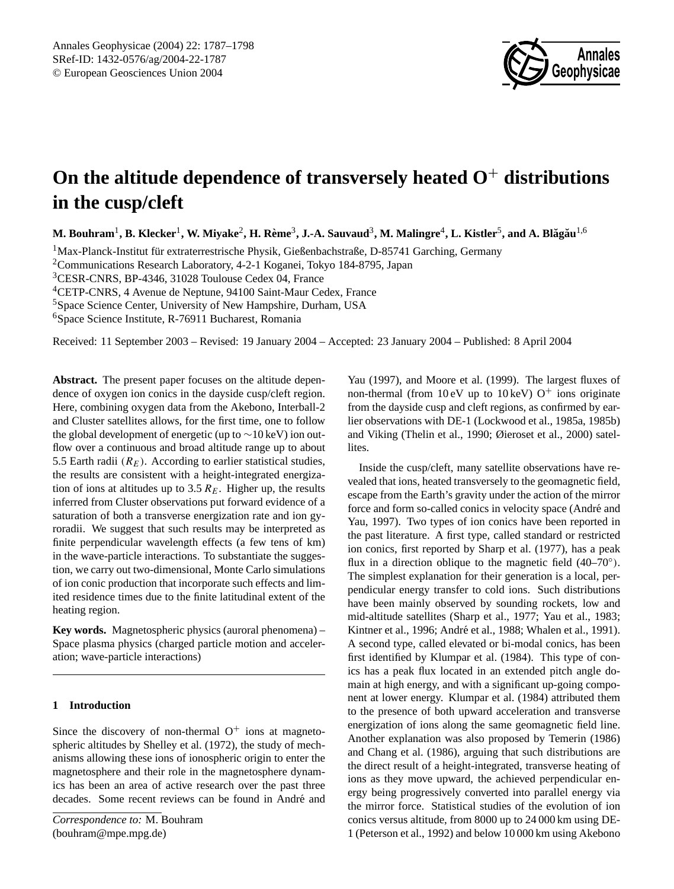# On the altitude dependence of transversely heated $O^+$ distributions in the cusp/cleft

**M. Bouhram[1], B. Klecker[1], W. Miyake[2], H. Rème[3], J.-A. Sauvaud[3], M. Malingre[4], L. Kistler[5], and A. Blăgău[1,6]**

[1]Max-Planck-Institut für extraterrestrische Physik, Gießenbachstraße, D-85741 Garching, Germany
[2]Communications Research Laboratory, 4-2-1 Koganei, Tokyo 184-8795, Japan
[3]CESR-CNRS, BP-4346, 31028 Toulouse Cedex 04, France
[4]CETP-CNRS, 4 Avenue de Neptune, 94100 Saint-Maur Cedex, France
[5]Space Science Center, University of New Hampshire, Durham, USA
[6]Space Science Institute, R-76911 Bucharest, Romania

Received: 11 September 2003 – Revised: 19 January 2004 – Accepted: 23 January 2004 – Published: 8 April 2004

**Abstract.** The present paper focuses on the altitude dependence of oxygen ion conics in the dayside cusp/cleft region. Here, combining oxygen data from the Akebono, Interball-2 and Cluster satellites allows, for the first time, one to follow the global development of energetic (up to $\sim$10 keV) ion outflow over a continuous and broad altitude range up to about 5.5 Earth radii ($R_E$). According to earlier statistical studies, the results are consistent with a height-integrated energization of ions at altitudes up to 3.5 $R_E$. Higher up, the results inferred from Cluster observations put forward evidence of a saturation of both a transverse energization rate and ion gyroradii. We suggest that such results may be interpreted as finite perpendicular wavelength effects (a few tens of km) in the wave-particle interactions. To substantiate the suggestion, we carry out two-dimensional, Monte Carlo simulations of ion conic production that incorporate such effects and limited residence times due to the finite latitudinal extent of the heating region.

**Key words.** Magnetospheric physics (auroral phenomena) – Space plasma physics (charged particle motion and acceleration; wave-particle interactions)

## 1 Introduction

Since the discovery of non-thermal $O^+$ ions at magnetospheric altitudes by Shelley et al. (1972), the study of mechanisms allowing these ions of ionospheric origin to enter the magnetosphere and their role in the magnetosphere dynamics has been an area of active research over the past three decades. Some recent reviews can be found in André and Yau (1997), and Moore et al. (1999). The largest fluxes of non-thermal (from 10 eV up to 10 keV) $O^+$ ions originate from the dayside cusp and cleft regions, as confirmed by earlier observations with DE-1 (Lockwood et al., 1985a, 1985b) and Viking (Thelin et al., 1990; Øieroset et al., 2000) satellites.

Inside the cusp/cleft, many satellite observations have revealed that ions, heated transversely to the geomagnetic field, escape from the Earth's gravity under the action of the mirror force and form so-called conics in velocity space (André and Yau, 1997). Two types of ion conics have been reported in the past literature. A first type, called standard or restricted ion conics, first reported by Sharp et al. (1977), has a peak flux in a direction oblique to the magnetic field (40–70°). The simplest explanation for their generation is a local, perpendicular energy transfer to cold ions. Such distributions have been mainly observed by sounding rockets, low and mid-altitude satellites (Sharp et al., 1977; Yau et al., 1983; Kintner et al., 1996; André et al., 1988; Whalen et al., 1991). A second type, called elevated or bi-modal conics, has been first identified by Klumpar et al. (1984). This type of conics has a peak flux located in an extended pitch angle domain at high energy, and with a significant up-going component at lower energy. Klumpar et al. (1984) attributed them to the presence of both upward acceleration and transverse energization of ions along the same geomagnetic field line. Another explanation was also proposed by Temerin (1986) and Chang et al. (1986), arguing that such distributions are the direct result of a height-integrated, transverse heating of ions as they move upward, the achieved perpendicular energy being progressively converted into parallel energy via the mirror force. Statistical studies of the evolution of ion conics versus altitude, from 8000 up to 24 000 km using DE-1 (Peterson et al., 1992) and below 10 000 km using Akebono

*Correspondence to:* M. Bouhram
(bouhram@mpe.mpg.de)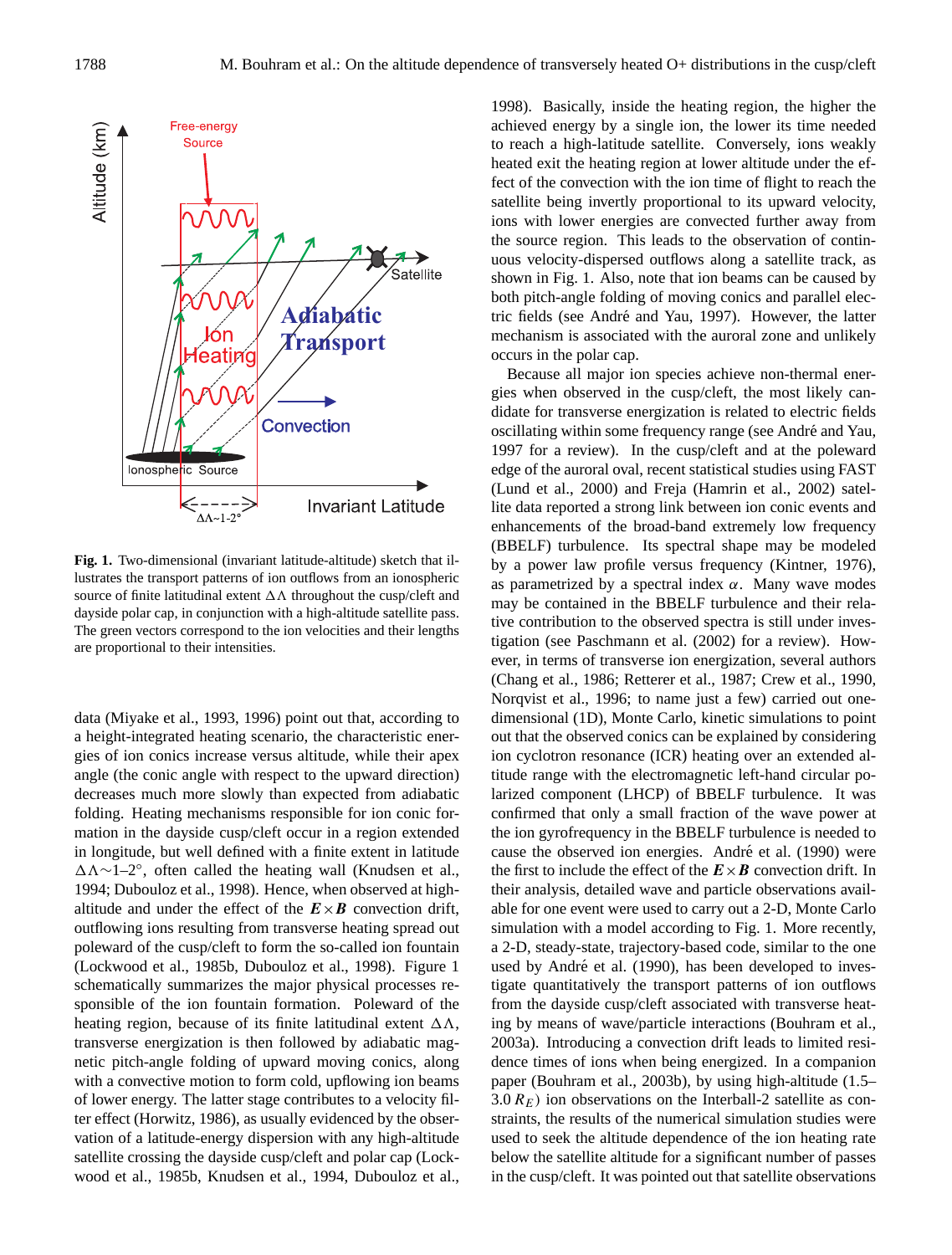**Fig. 1.** Two-dimensional (invariant latitude-altitude) sketch that illustrates the transport patterns of ion outflows from an ionospheric source of finite latitudinal extent $\Delta\Lambda$ throughout the cusp/cleft and dayside polar cap, in conjunction with a high-altitude satellite pass. The green vectors correspond to the ion velocities and their lengths are proportional to their intensities.

data (Miyake et al., 1993, 1996) point out that, according to a height-integrated heating scenario, the characteristic energies of ion conics increase versus altitude, while their apex angle (the conic angle with respect to the upward direction) decreases much more slowly than expected from adiabatic folding. Heating mechanisms responsible for ion conic formation in the dayside cusp/cleft occur in a region extended in longitude, but well defined with a finite extent in latitude $\Delta\Lambda\sim$1–2°, often called the heating wall (Knudsen et al., 1994; Dubouloz et al., 1998). Hence, when observed at high-altitude and under the effect of the $\boldsymbol{E}\times\boldsymbol{B}$ convection drift, outflowing ions resulting from transverse heating spread out poleward of the cusp/cleft to form the so-called ion fountain (Lockwood et al., 1985b, Dubouloz et al., 1998). Figure 1 schematically summarizes the major physical processes responsible of the ion fountain formation. Poleward of the heating region, because of its finite latitudinal extent $\Delta\Lambda$, transverse energization is then followed by adiabatic magnetic pitch-angle folding of upward moving conics, along with a convective motion to form cold, upflowing ion beams of lower energy. The latter stage contributes to a velocity filter effect (Horwitz, 1986), as usually evidenced by the observation of a latitude-energy dispersion with any high-altitude satellite crossing the dayside cusp/cleft and polar cap (Lockwood et al., 1985b, Knudsen et al., 1994, Dubouloz et al., 1998). Basically, inside the heating region, the higher the achieved energy by a single ion, the lower its time needed to reach a high-latitude satellite. Conversely, ions weakly heated exit the heating region at lower altitude under the effect of the convection with the ion time of flight to reach the satellite being invertly proportional to its upward velocity, ions with lower energies are convected further away from the source region. This leads to the observation of continuous velocity-dispersed outflows along a satellite track, as shown in Fig. 1. Also, note that ion beams can be caused by both pitch-angle folding of moving conics and parallel electric fields (see André and Yau, 1997). However, the latter mechanism is associated with the auroral zone and unlikely occurs in the polar cap.

Because all major ion species achieve non-thermal energies when observed in the cusp/cleft, the most likely candidate for transverse energization is related to electric fields oscillating within some frequency range (see André and Yau, 1997 for a review). In the cusp/cleft and at the poleward edge of the auroral oval, recent statistical studies using FAST (Lund et al., 2000) and Freja (Hamrin et al., 2002) satellite data reported a strong link between ion conic events and enhancements of the broad-band extremely low frequency (BBELF) turbulence. Its spectral shape may be modeled by a power law profile versus frequency (Kintner, 1976), as parametrized by a spectral index $\alpha$. Many wave modes may be contained in the BBELF turbulence and their relative contribution to the observed spectra is still under investigation (see Paschmann et al. (2002) for a review). However, in terms of transverse ion energization, several authors (Chang et al., 1986; Retterer et al., 1987; Crew et al., 1990, Norqvist et al., 1996; to name just a few) carried out one-dimensional (1D), Monte Carlo, kinetic simulations to point out that the observed conics can be explained by considering ion cyclotron resonance (ICR) heating over an extended altitude range with the electromagnetic left-hand circular polarized component (LHCP) of BBELF turbulence. It was confirmed that only a small fraction of the wave power at the ion gyrofrequency in the BBELF turbulence is needed to cause the observed ion energies. André et al. (1990) were the first to include the effect of the $\boldsymbol{E}\times\boldsymbol{B}$ convection drift. In their analysis, detailed wave and particle observations available for one event were used to carry out a 2-D, Monte Carlo simulation with a model according to Fig. 1. More recently, a 2-D, steady-state, trajectory-based code, similar to the one used by André et al. (1990), has been developed to investigate quantitatively the transport patterns of ion outflows from the dayside cusp/cleft associated with transverse heating by means of wave/particle interactions (Bouhram et al., 2003a). Introducing a convection drift leads to limited residence times of ions when being energized. In a companion paper (Bouhram et al., 2003b), by using high-altitude (1.5–3.0 $R_E$) ion observations on the Interball-2 satellite as constraints, the results of the numerical simulation studies were used to seek the altitude dependence of the ion heating rate below the satellite altitude for a significant number of passes in the cusp/cleft. It was pointed out that satellite observations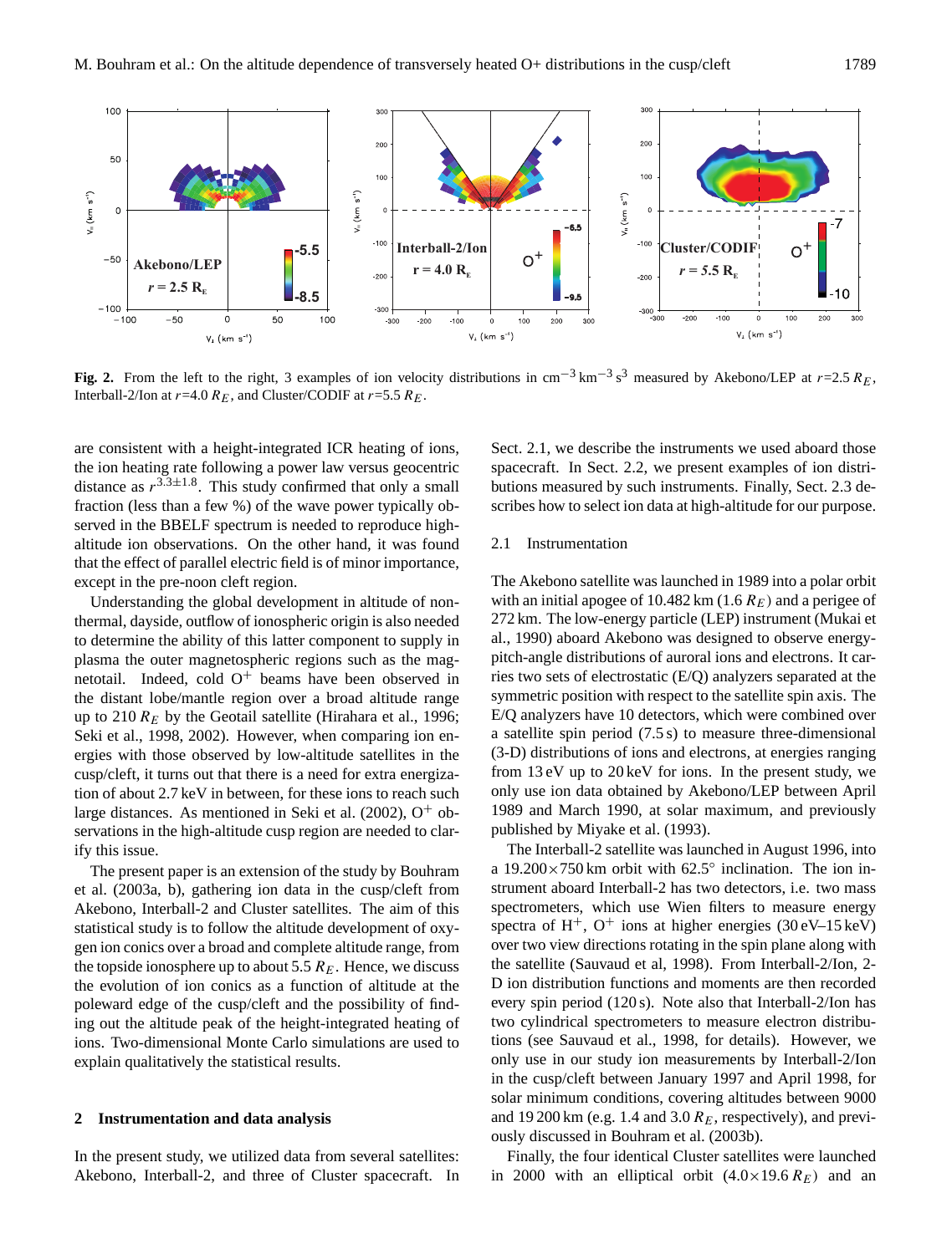**Fig. 2.** From the left to the right, 3 examples of ion velocity distributions in $cm^{-3}\,km^{-3}\,s^3$ measured by Akebono/LEP at $r$=2.5 $R_E$, Interball-2/Ion at $r$=4.0 $R_E$, and Cluster/CODIF at $r$=5.5 $R_E$.

are consistent with a height-integrated ICR heating of ions, the ion heating rate following a power law versus geocentric distance as $r^{3.3\pm1.8}$. This study confirmed that only a small fraction (less than a few %) of the wave power typically observed in the BBELF spectrum is needed to reproduce high-altitude ion observations. On the other hand, it was found that the effect of parallel electric field is of minor importance, except in the pre-noon cleft region.

Understanding the global development in altitude of non-thermal, dayside, outflow of ionospheric origin is also needed to determine the ability of this latter component to supply in plasma the outer magnetospheric regions such as the magnetotail. Indeed, cold $O^+$ beams have been observed in the distant lobe/mantle region over a broad altitude range up to 210 $R_E$ by the Geotail satellite (Hirahara et al., 1996; Seki et al., 1998, 2002). However, when comparing ion energies with those observed by low-altitude satellites in the cusp/cleft, it turns out that there is a need for extra energization of about 2.7 keV in between, for these ions to reach such large distances. As mentioned in Seki et al. (2002), $O^+$ observations in the high-altitude cusp region are needed to clarify this issue.

The present paper is an extension of the study by Bouhram et al. (2003a, b), gathering ion data in the cusp/cleft from Akebono, Interball-2 and Cluster satellites. The aim of this statistical study is to follow the altitude development of oxygen ion conics over a broad and complete altitude range, from the topside ionosphere up to about 5.5 $R_E$. Hence, we discuss the evolution of ion conics as a function of altitude at the poleward edge of the cusp/cleft and the possibility of finding out the altitude peak of the height-integrated heating of ions. Two-dimensional Monte Carlo simulations are used to explain qualitatively the statistical results.

## 2 Instrumentation and data analysis

In the present study, we utilized data from several satellites: Akebono, Interball-2, and three of Cluster spacecraft. In Sect. 2.1, we describe the instruments we used aboard those spacecraft. In Sect. 2.2, we present examples of ion distributions measured by such instruments. Finally, Sect. 2.3 describes how to select ion data at high-altitude for our purpose.

### 2.1 Instrumentation

The Akebono satellite was launched in 1989 into a polar orbit with an initial apogee of 10.482 km (1.6 $R_E$) and a perigee of 272 km. The low-energy particle (LEP) instrument (Mukai et al., 1990) aboard Akebono was designed to observe energy-pitch-angle distributions of auroral ions and electrons. It carries two sets of electrostatic (E/Q) analyzers separated at the symmetric position with respect to the satellite spin axis. The E/Q analyzers have 10 detectors, which were combined over a satellite spin period (7.5 s) to measure three-dimensional (3-D) distributions of ions and electrons, at energies ranging from 13 eV up to 20 keV for ions. In the present study, we only use ion data obtained by Akebono/LEP between April 1989 and March 1990, at solar maximum, and previously published by Miyake et al. (1993).

The Interball-2 satellite was launched in August 1996, into a 19.200×750 km orbit with 62.5° inclination. The ion instrument aboard Interball-2 has two detectors, i.e. two mass spectrometers, which use Wien filters to measure energy spectra of $H^+$, $O^+$ ions at higher energies (30 eV–15 keV) over two view directions rotating in the spin plane along with the satellite (Sauvaud et al, 1998). From Interball-2/Ion, 2-D ion distribution functions and moments are then recorded every spin period (120 s). Note also that Interball-2/Ion has two cylindrical spectrometers to measure electron distributions (see Sauvaud et al., 1998, for details). However, we only use ion measurements by Interball-2/Ion in the cusp/cleft between January 1997 and April 1998, for solar minimum conditions, covering altitudes between 9000 and 19 200 km (e.g. 1.4 and 3.0 $R_E$, respectively), and previously discussed in Bouhram et al. (2003b).

Finally, the four identical Cluster satellites were launched in 2000 with an elliptical orbit (4.0×19.6 $R_E$) and an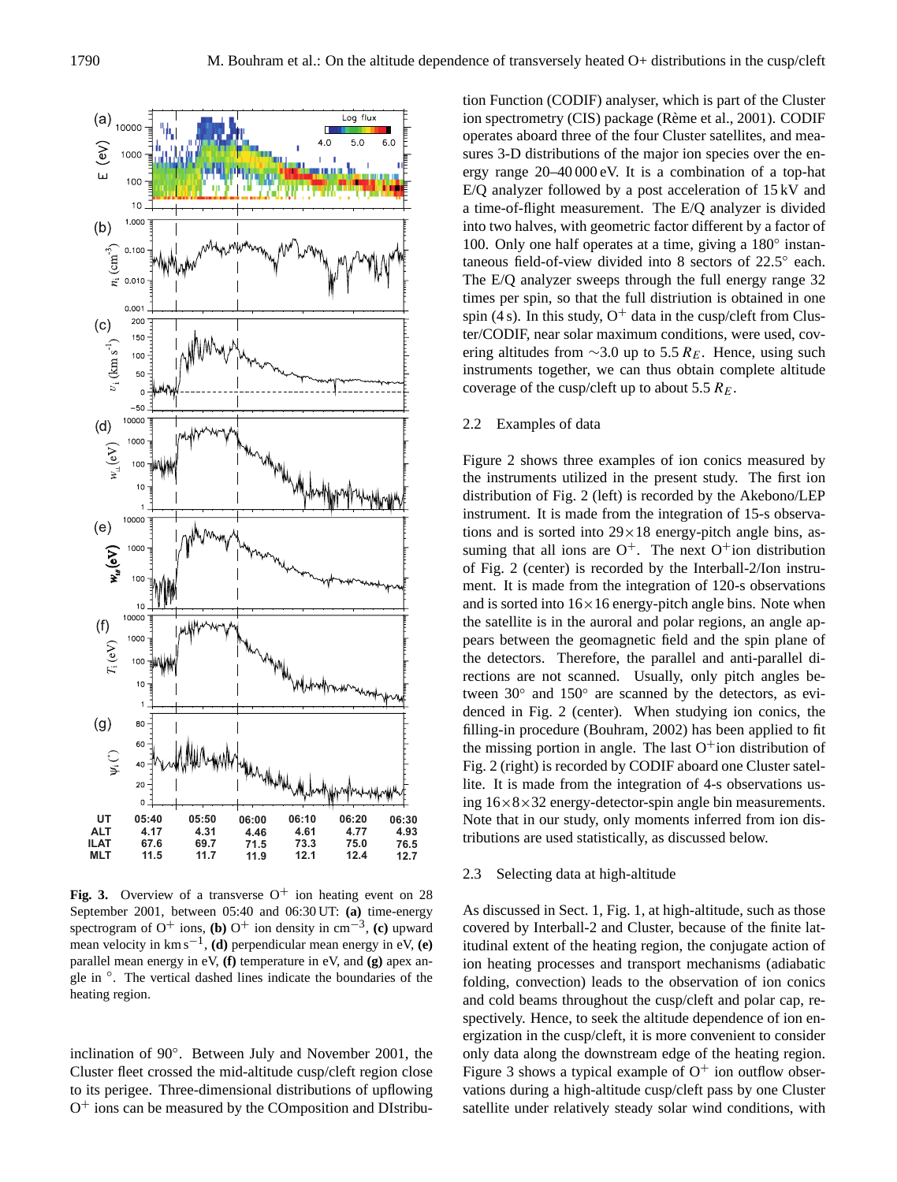Fig. 3. Overview of a transverse $O^+$ ion heating event on 28 September 2001, between 05:40 and 06:30 UT: **(a)** time-energy spectrogram of $O^+$ ions, **(b)** $O^+$ ion density in $cm^{-3}$, **(c)** upward mean velocity in $km\,s^{-1}$, **(d)** perpendicular mean energy in eV, **(e)** parallel mean energy in eV, **(f)** temperature in eV, and **(g)** apex angle in °. The vertical dashed lines indicate the boundaries of the heating region.

inclination of 90°. Between July and November 2001, the Cluster fleet crossed the mid-altitude cusp/cleft region close to its perigee. Three-dimensional distributions of upflowing $O^+$ ions can be measured by the COmposition and DIstribution Function (CODIF) analyser, which is part of the Cluster ion spectrometry (CIS) package (Rème et al., 2001). CODIF operates aboard three of the four Cluster satellites, and measures 3-D distributions of the major ion species over the energy range 20–40 000 eV. It is a combination of a top-hat E/Q analyzer followed by a post acceleration of 15 kV and a time-of-flight measurement. The E/Q analyzer is divided into two halves, with geometric factor different by a factor of 100. Only one half operates at a time, giving a 180° instantaneous field-of-view divided into 8 sectors of 22.5° each. The E/Q analyzer sweeps through the full energy range 32 times per spin, so that the full distriution is obtained in one spin (4 s). In this study, $O^+$ data in the cusp/cleft from Cluster/CODIF, near solar maximum conditions, were used, covering altitudes from ∼3.0 up to 5.5 $R_E$. Hence, using such instruments together, we can thus obtain complete altitude coverage of the cusp/cleft up to about 5.5 $R_E$.

### 2.2 Examples of data

Figure 2 shows three examples of ion conics measured by the instruments utilized in the present study. The first ion distribution of Fig. 2 (left) is recorded by the Akebono/LEP instrument. It is made from the integration of 15-s observations and is sorted into 29×18 energy-pitch angle bins, assuming that all ions are $O^+$. The next $O^+$ion distribution of Fig. 2 (center) is recorded by the Interball-2/Ion instrument. It is made from the integration of 120-s observations and is sorted into 16×16 energy-pitch angle bins. Note when the satellite is in the auroral and polar regions, an angle appears between the geomagnetic field and the spin plane of the detectors. Therefore, the parallel and anti-parallel directions are not scanned. Usually, only pitch angles between 30° and 150° are scanned by the detectors, as evidenced in Fig. 2 (center). When studying ion conics, the filling-in procedure (Bouhram, 2002) has been applied to fit the missing portion in angle. The last $O^+$ion distribution of Fig. 2 (right) is recorded by CODIF aboard one Cluster satellite. It is made from the integration of 4-s observations using 16×8×32 energy-detector-spin angle bin measurements. Note that in our study, only moments inferred from ion distributions are used statistically, as discussed below.

### 2.3 Selecting data at high-altitude

As discussed in Sect. 1, Fig. 1, at high-altitude, such as those covered by Interball-2 and Cluster, because of the finite latitudinal extent of the heating region, the conjugate action of ion heating processes and transport mechanisms (adiabatic folding, convection) leads to the observation of ion conics and cold beams throughout the cusp/cleft and polar cap, respectively. Hence, to seek the altitude dependence of ion energization in the cusp/cleft, it is more convenient to consider only data along the downstream edge of the heating region. Figure 3 shows a typical example of $O^+$ ion outflow observations during a high-altitude cusp/cleft pass by one Cluster satellite under relatively steady solar wind conditions, with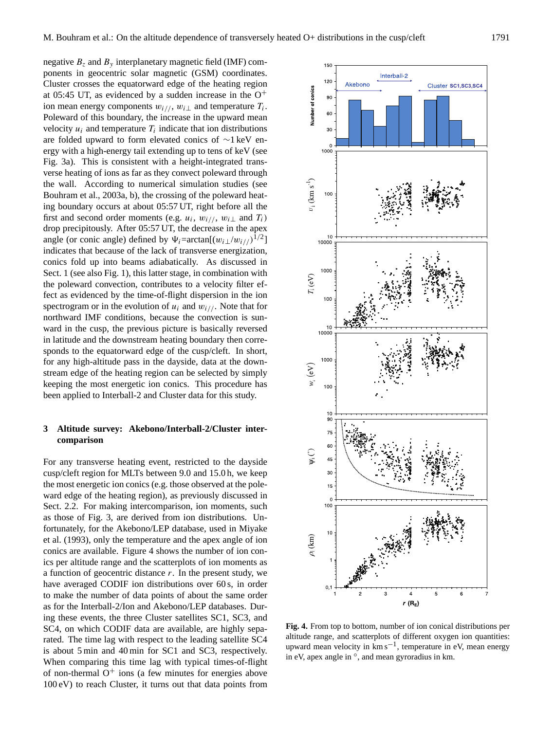negative $B_z$ and $B_y$ interplanetary magnetic field (IMF) components in geocentric solar magnetic (GSM) coordinates. Cluster crosses the equatorward edge of the heating region at 05:45 UT, as evidenced by a sudden increase in the $O^+$ ion mean energy components $w_{i//}$, $w_{i\perp}$ and temperature $T_i$. Poleward of this boundary, the increase in the upward mean velocity $u_i$ and temperature $T_i$ indicate that ion distributions are folded upward to form elevated conics of ∼1 keV energy with a high-energy tail extending up to tens of keV (see Fig. 3a). This is consistent with a height-integrated transverse heating of ions as far as they convect poleward through the wall. According to numerical simulation studies (see Bouhram et al., 2003a, b), the crossing of the poleward heating boundary occurs at about 05:57 UT, right before all the first and second order moments (e.g. $u_i$, $w_{i//}$, $w_{i\perp}$ and $T_i$) drop precipitously. After 05:57 UT, the decrease in the apex angle (or conic angle) defined by $\Psi_i = \arctan[(w_{i\perp}/w_{i//})^{1/2}]$ indicates that because of the lack of transverse energization, conics fold up into beams adiabatically. As discussed in Sect. 1 (see also Fig. 1), this latter stage, in combination with the poleward convection, contributes to a velocity filter effect as evidenced by the time-of-flight dispersion in the ion spectrogram or in the evolution of $u_i$ and $w_{i//}$. Note that for northward IMF conditions, because the convection is sunward in the cusp, the previous picture is basically reversed in latitude and the downstream heating boundary then corresponds to the equatorward edge of the cusp/cleft. In short, for any high-altitude pass in the dayside, data at the downstream edge of the heating region can be selected by simply keeping the most energetic ion conics. This procedure has been applied to Interball-2 and Cluster data for this study.

## 3 Altitude survey: Akebono/Interball-2/Cluster intercomparison

For any transverse heating event, restricted to the dayside cusp/cleft region for MLTs between 9.0 and 15.0 h, we keep the most energetic ion conics (e.g. those observed at the poleward edge of the heating region), as previously discussed in Sect. 2.2. For making intercomparison, ion moments, such as those of Fig. 3, are derived from ion distributions. Unfortunately, for the Akebono/LEP database, used in Miyake et al. (1993), only the temperature and the apex angle of ion conics are available. Figure 4 shows the number of ion conics per altitude range and the scatterplots of ion moments as a function of geocentric distance $r$. In the present study, we have averaged CODIF ion distributions over 60 s, in order to make the number of data points of about the same order as for the Interball-2/Ion and Akebono/LEP databases. During these events, the three Cluster satellites SC1, SC3, and SC4, on which CODIF data are available, are highly separated. The time lag with respect to the leading satellite SC4 is about 5 min and 40 min for SC1 and SC3, respectively. When comparing this time lag with typical times-of-flight of non-thermal $O^+$ ions (a few minutes for energies above 100 eV) to reach Cluster, it turns out that data points from

**Fig. 4.** From top to bottom, number of ion conical distributions per altitude range, and scatterplots of different oxygen ion quantities: upward mean velocity in km s$^{-1}$, temperature in eV, mean energy in eV, apex angle in °, and mean gyroradius in km.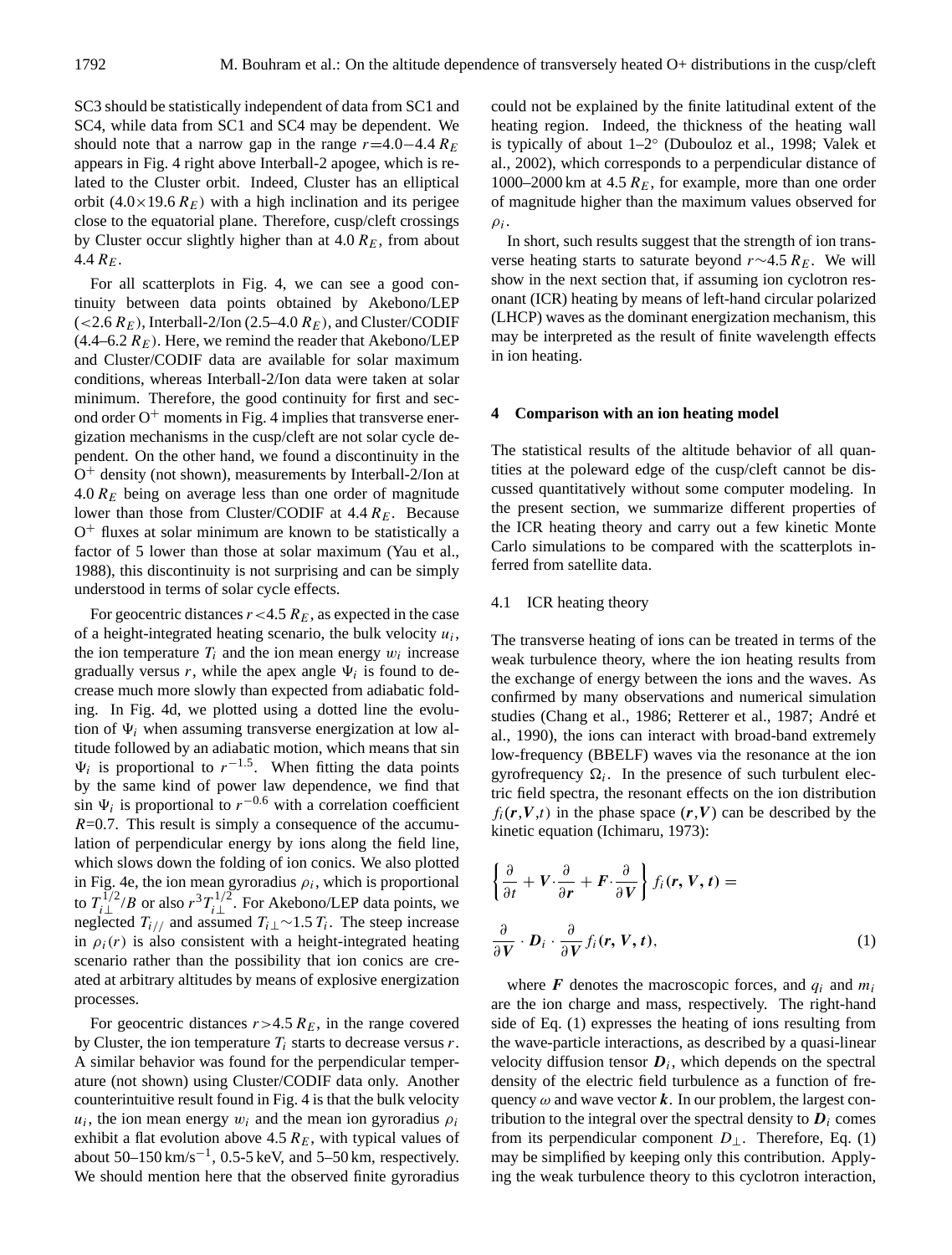SC3 should be statistically independent of data from SC1 and SC4, while data from SC1 and SC4 may be dependent. We should note that a narrow gap in the range $r$=4.0−4.4 $R_E$ appears in Fig. 4 right above Interball-2 apogee, which is related to the Cluster orbit. Indeed, Cluster has an elliptical orbit (4.0×19.6 $R_E$) with a high inclination and its perigee close to the equatorial plane. Therefore, cusp/cleft crossings by Cluster occur slightly higher than at 4.0 $R_E$, from about 4.4 $R_E$.

For all scatterplots in Fig. 4, we can see a good continuity between data points obtained by Akebono/LEP (<2.6 $R_E$), Interball-2/Ion (2.5–4.0 $R_E$), and Cluster/CODIF (4.4–6.2 $R_E$). Here, we remind the reader that Akebono/LEP and Cluster/CODIF data are available for solar maximum conditions, whereas Interball-2/Ion data were taken at solar minimum. Therefore, the good continuity for first and second order $O^+$ moments in Fig. 4 implies that transverse energization mechanisms in the cusp/cleft are not solar cycle dependent. On the other hand, we found a discontinuity in the $O^+$ density (not shown), measurements by Interball-2/Ion at 4.0 $R_E$ being on average less than one order of magnitude lower than those from Cluster/CODIF at 4.4 $R_E$. Because $O^+$ fluxes at solar minimum are known to be statistically a factor of 5 lower than those at solar maximum (Yau et al., 1988), this discontinuity is not surprising and can be simply understood in terms of solar cycle effects.

For geocentric distances $r$<4.5 $R_E$, as expected in the case of a height-integrated heating scenario, the bulk velocity $u_i$, the ion temperature $T_i$ and the ion mean energy $w_i$ increase gradually versus $r$, while the apex angle $\Psi_i$ is found to decrease much more slowly than expected from adiabatic folding. In Fig. 4d, we plotted using a dotted line the evolution of $\Psi_i$ when assuming transverse energization at low altitude followed by an adiabatic motion, which means that sin $\Psi_i$ is proportional to $r^{-1.5}$. When fitting the data points by the same kind of power law dependence, we find that sin $\Psi_i$ is proportional to $r^{-0.6}$ with a correlation coefficient $R$=0.7. This result is simply a consequence of the accumulation of perpendicular energy by ions along the field line, which slows down the folding of ion conics. We also plotted in Fig. 4e, the ion mean gyroradius $\rho_i$, which is proportional to $T_{i\perp}^{1/2}/B$ or also $r^3 T_{i\perp}^{1/2}$. For Akebono/LEP data points, we neglected $T_{i//}$ and assumed $T_{i\perp}$∼1.5 $T_i$. The steep increase in $\rho_i(r)$ is also consistent with a height-integrated heating scenario rather than the possibility that ion conics are created at arbitrary altitudes by means of explosive energization processes.

For geocentric distances $r$>4.5 $R_E$, in the range covered by Cluster, the ion temperature $T_i$ starts to decrease versus $r$. A similar behavior was found for the perpendicular temperature (not shown) using Cluster/CODIF data only. Another counterintuitive result found in Fig. 4 is that the bulk velocity $u_i$, the ion mean energy $w_i$ and the mean ion gyroradius $\rho_i$ exhibit a flat evolution above 4.5 $R_E$, with typical values of about 50–150 km/s$^{-1}$, 0.5-5 keV, and 5–50 km, respectively. We should mention here that the observed finite gyroradius could not be explained by the finite latitudinal extent of the heating region. Indeed, the thickness of the heating wall is typically of about 1–2° (Dubouloz et al., 1998; Valek et al., 2002), which corresponds to a perpendicular distance of 1000–2000 km at 4.5 $R_E$, for example, more than one order of magnitude higher than the maximum values observed for $\rho_i$.

In short, such results suggest that the strength of ion transverse heating starts to saturate beyond $r$∼4.5 $R_E$. We will show in the next section that, if assuming ion cyclotron resonant (ICR) heating by means of left-hand circular polarized (LHCP) waves as the dominant energization mechanism, this may be interpreted as the result of finite wavelength effects in ion heating.

## 4 Comparison with an ion heating model

The statistical results of the altitude behavior of all quantities at the poleward edge of the cusp/cleft cannot be discussed quantitatively without some computer modeling. In the present section, we summarize different properties of the ICR heating theory and carry out a few kinetic Monte Carlo simulations to be compared with the scatterplots inferred from satellite data.

### 4.1 ICR heating theory

The transverse heating of ions can be treated in terms of the weak turbulence theory, where the ion heating results from the exchange of energy between the ions and the waves. As confirmed by many observations and numerical simulation studies (Chang et al., 1986; Retterer et al., 1987; André et al., 1990), the ions can interact with broad-band extremely low-frequency (BBELF) waves via the resonance at the ion gyrofrequency $\Omega_i$. In the presence of such turbulent electric field spectra, the resonant effects on the ion distribution $f_i(\boldsymbol{r},\boldsymbol{V},t)$ in the phase space $(\boldsymbol{r},\boldsymbol{V})$ can be described by the kinetic equation (Ichimaru, 1973):

$$\left\{\frac{\partial}{\partial t}+\boldsymbol{V}\cdot\frac{\partial}{\partial \boldsymbol{r}}+\boldsymbol{F}\cdot\frac{\partial}{\partial \boldsymbol{V}}\right\} f_i(\boldsymbol{r},\boldsymbol{V},t)=$$

$$\frac{\partial}{\partial \boldsymbol{V}}\cdot\boldsymbol{D}_i\cdot\frac{\partial}{\partial \boldsymbol{V}} f_i(\boldsymbol{r},\boldsymbol{V},t), \tag{1}$$

where $\boldsymbol{F}$ denotes the macroscopic forces, and $q_i$ and $m_i$ are the ion charge and mass, respectively. The right-hand side of Eq. (1) expresses the heating of ions resulting from the wave-particle interactions, as described by a quasi-linear velocity diffusion tensor $\boldsymbol{D}_i$, which depends on the spectral density of the electric field turbulence as a function of frequency $\omega$ and wave vector $\boldsymbol{k}$. In our problem, the largest contribution to the integral over the spectral density to $\boldsymbol{D}_i$ comes from its perpendicular component $D_\perp$. Therefore, Eq. (1) may be simplified by keeping only this contribution. Applying the weak turbulence theory to this cyclotron interaction,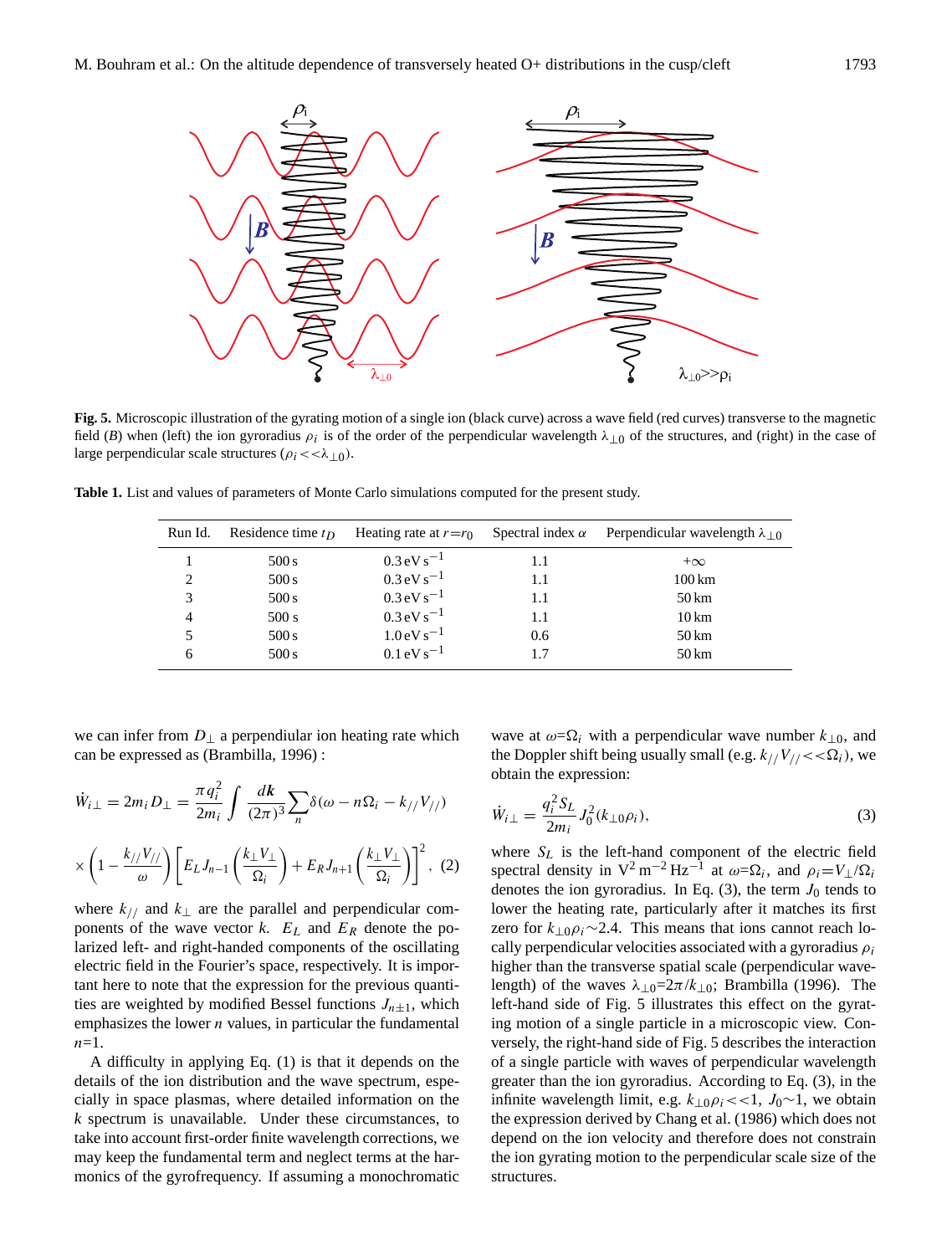**Fig. 5.** Microscopic illustration of the gyrating motion of a single ion (black curve) across a wave field (red curves) transverse to the magnetic field ($B$) when (left) the ion gyroradius $\rho_i$ is of the order of the perpendicular wavelength $\lambda_{\perp 0}$ of the structures, and (right) in the case of large perpendicular scale structures ($\rho_i << \lambda_{\perp 0}$).

**Table 1.** List and values of parameters of Monte Carlo simulations computed for the present study.

| Run Id. | Residence time $t_D$ | Heating rate at $r{=}r_0$ | Spectral index $\alpha$ | Perpendicular wavelength $\lambda_{\perp 0}$ |
|---|---|---|---|---|
| 1 | 500 s | $0.3\,\mathrm{eV\,s^{-1}}$ | 1.1 | $+\infty$ |
| 2 | 500 s | $0.3\,\mathrm{eV\,s^{-1}}$ | 1.1 | 100 km |
| 3 | 500 s | $0.3\,\mathrm{eV\,s^{-1}}$ | 1.1 | 50 km |
| 4 | 500 s | $0.3\,\mathrm{eV\,s^{-1}}$ | 1.1 | 10 km |
| 5 | 500 s | $1.0\,\mathrm{eV\,s^{-1}}$ | 0.6 | 50 km |
| 6 | 500 s | $0.1\,\mathrm{eV\,s^{-1}}$ | 1.7 | 50 km |

we can infer from $D_\perp$ a perpendiular ion heating rate which can be expressed as (Brambilla, 1996) :

$$\dot{W}_{i\perp} = 2m_i D_\perp = \frac{\pi q_i^2}{2m_i} \int \frac{d\boldsymbol{k}}{(2\pi)^3} \sum_n \delta(\omega - n\Omega_i - k_{//}V_{//})$$

$$\times \left(1 - \frac{k_{//}V_{//}}{\omega}\right) \left[E_L J_{n-1}\left(\frac{k_\perp V_\perp}{\Omega_i}\right) + E_R J_{n+1}\left(\frac{k_\perp V_\perp}{\Omega_i}\right)\right]^2, \quad (2)$$

where $k_{//}$ and $k_\perp$ are the parallel and perpendicular components of the wave vector $k$. $E_L$ and $E_R$ denote the polarized left- and right-handed components of the oscillating electric field in the Fourier's space, respectively. It is important here to note that the expression for the previous quantities are weighted by modified Bessel functions $J_{n\pm1}$, which emphasizes the lower $n$ values, in particular the fundamental $n$=1.

A difficulty in applying Eq. (1) is that it depends on the details of the ion distribution and the wave spectrum, especially in space plasmas, where detailed information on the $k$ spectrum is unavailable. Under these circumstances, to take into account first-order finite wavelength corrections, we may keep the fundamental term and neglect terms at the harmonics of the gyrofrequency. If assuming a monochromatic wave at $\omega$=$\Omega_i$ with a perpendicular wave number $k_{\perp 0}$, and the Doppler shift being usually small (e.g. $k_{//}V_{//} << \Omega_i$), we obtain the expression:

$$\dot{W}_{i\perp} = \frac{q_i^2 S_L}{2m_i} J_0^2(k_{\perp 0}\rho_i), \quad (3)$$

where $S_L$ is the left-hand component of the electric field spectral density in $\mathrm{V^2\,m^{-2}\,Hz^{-1}}$ at $\omega$=$\Omega_i$, and $\rho_i$=$V_\perp/\Omega_i$ denotes the ion gyroradius. In Eq. (3), the term $J_0$ tends to lower the heating rate, particularly after it matches its first zero for $k_{\perp 0}\rho_i \sim 2.4$. This means that ions cannot reach locally perpendicular velocities associated with a gyroradius $\rho_i$ higher than the transverse spatial scale (perpendicular wavelength) of the waves $\lambda_{\perp 0}$=$2\pi/k_{\perp 0}$; Brambilla (1996). The left-hand side of Fig. 5 illustrates this effect on the gyrating motion of a single particle in a microscopic view. Conversely, the right-hand side of Fig. 5 describes the interaction of a single particle with waves of perpendicular wavelength greater than the ion gyroradius. According to Eq. (3), in the infinite wavelength limit, e.g. $k_{\perp 0}\rho_i << 1$, $J_0 \sim 1$, we obtain the expression derived by Chang et al. (1986) which does not depend on the ion velocity and therefore does not constrain the ion gyrating motion to the perpendicular scale size of the structures.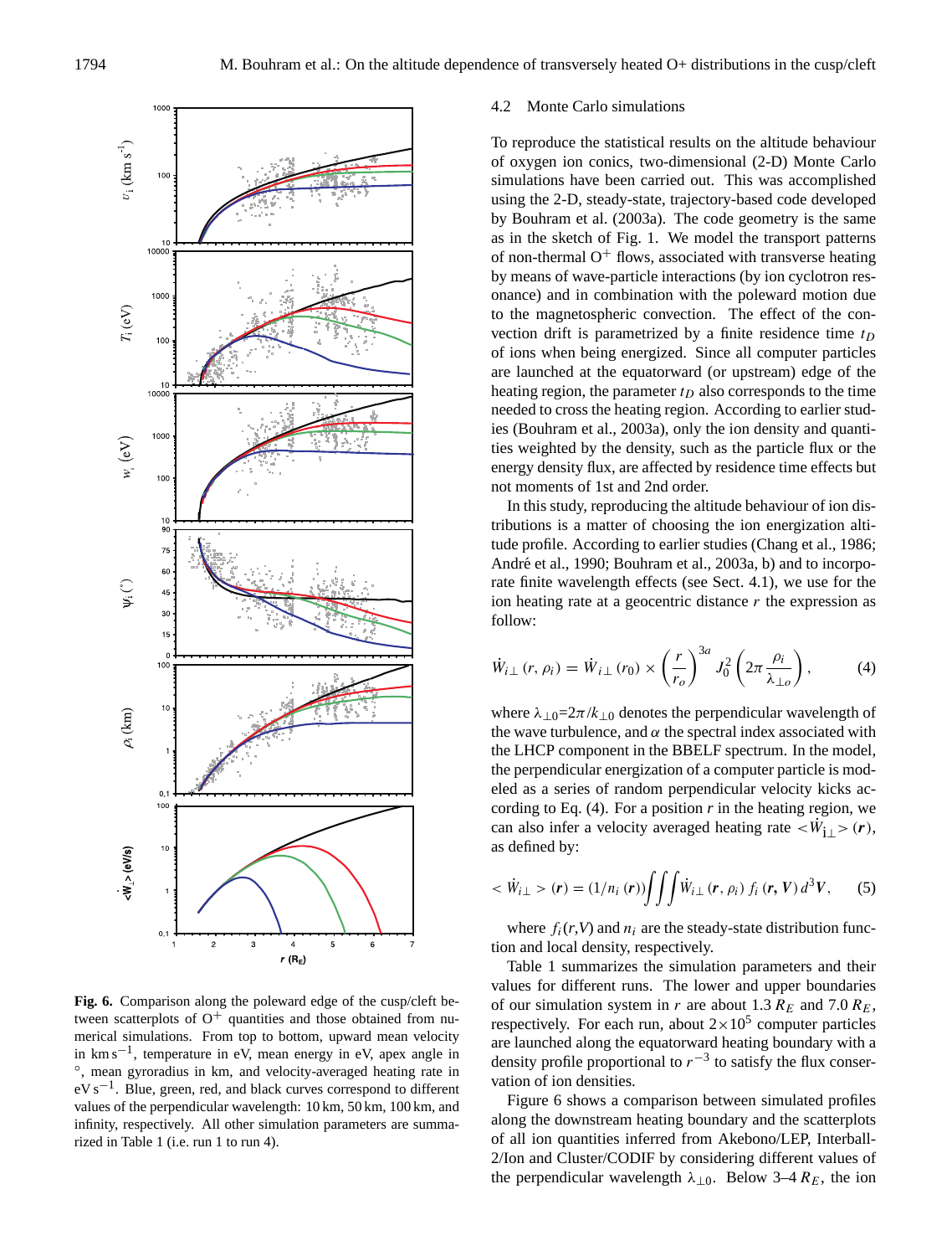**Fig. 6.** Comparison along the poleward edge of the cusp/cleft between scatterplots of $O^+$ quantities and those obtained from numerical simulations. From top to bottom, upward mean velocity in $km\,s^{-1}$, temperature in eV, mean energy in eV, apex angle in °, mean gyroradius in km, and velocity-averaged heating rate in $eV\,s^{-1}$. Blue, green, red, and black curves correspond to different values of the perpendicular wavelength: 10 km, 50 km, 100 km, and infinity, respectively. All other simulation parameters are summarized in Table 1 (i.e. run 1 to run 4).

### 4.2 Monte Carlo simulations

To reproduce the statistical results on the altitude behaviour of oxygen ion conics, two-dimensional (2-D) Monte Carlo simulations have been carried out. This was accomplished using the 2-D, steady-state, trajectory-based code developed by Bouhram et al. (2003a). The code geometry is the same as in the sketch of Fig. 1. We model the transport patterns of non-thermal $O^+$ flows, associated with transverse heating by means of wave-particle interactions (by ion cyclotron resonance) and in combination with the poleward motion due to the magnetospheric convection. The effect of the convection drift is parametrized by a finite residence time $t_D$ of ions when being energized. Since all computer particles are launched at the equatorward (or upstream) edge of the heating region, the parameter $t_D$ also corresponds to the time needed to cross the heating region. According to earlier studies (Bouhram et al., 2003a), only the ion density and quantities weighted by the density, such as the particle flux or the energy density flux, are affected by residence time effects but not moments of 1st and 2nd order.

In this study, reproducing the altitude behaviour of ion distributions is a matter of choosing the ion energization altitude profile. According to earlier studies (Chang et al., 1986; André et al., 1990; Bouhram et al., 2003a, b) and to incorporate finite wavelength effects (see Sect. 4.1), we use for the ion heating rate at a geocentric distance $r$ the expression as follow:

$$\dot{W}_{i\perp}(r, \rho_i) = \dot{W}_{i\perp}(r_0) \times \left(\frac{r}{r_o}\right)^{3a} J_0^2\left(2\pi \frac{\rho_i}{\lambda_{\perp o}}\right), \qquad (4)$$

where $\lambda_{\perp 0}=2\pi/k_{\perp 0}$ denotes the perpendicular wavelength of the wave turbulence, and $\alpha$ the spectral index associated with the LHCP component in the BBELF spectrum. In the model, the perpendicular energization of a computer particle is modeled as a series of random perpendicular velocity kicks according to Eq. (4). For a position $r$ in the heating region, we can also infer a velocity averaged heating rate $<\dot{W}_{i\perp}>(\boldsymbol{r})$, as defined by:

$$<\dot{W}_{i\perp}>(\boldsymbol{r}) = (1/n_i(\boldsymbol{r}))\iiint \dot{W}_{i\perp}(\boldsymbol{r}, \rho_i)\, f_i(\boldsymbol{r}, \boldsymbol{V})\, d^3\boldsymbol{V}, \qquad (5)$$

where $f_i(r,V)$ and $n_i$ are the steady-state distribution function and local density, respectively.

Table 1 summarizes the simulation parameters and their values for different runs. The lower and upper boundaries of our simulation system in $r$ are about 1.3 $R_E$ and 7.0 $R_E$, respectively. For each run, about $2\times10^5$ computer particles are launched along the equatorward heating boundary with a density profile proportional to $r^{-3}$ to satisfy the flux conservation of ion densities.

Figure 6 shows a comparison between simulated profiles along the downstream heating boundary and the scatterplots of all ion quantities inferred from Akebono/LEP, Interball-2/Ion and Cluster/CODIF by considering different values of the perpendicular wavelength $\lambda_{\perp 0}$. Below 3–4 $R_E$, the ion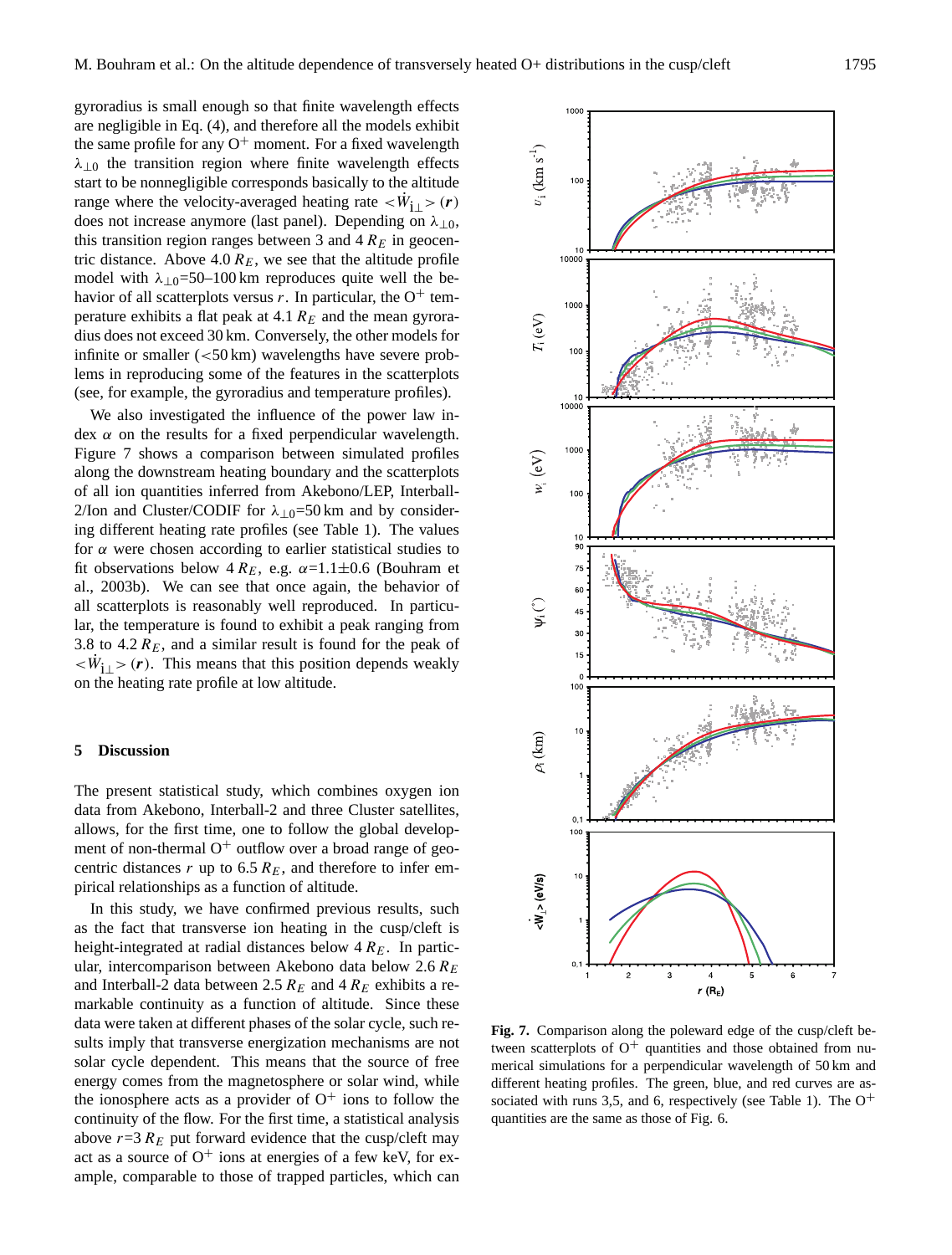gyroradius is small enough so that finite wavelength effects are negligible in Eq. (4), and therefore all the models exhibit the same profile for any $O^+$ moment. For a fixed wavelength $\lambda_{\perp 0}$ the transition region where finite wavelength effects start to be nonnegligible corresponds basically to the altitude range where the velocity-averaged heating rate $<\dot{W}_{i\perp}>(\boldsymbol{r})$ does not increase anymore (last panel). Depending on $\lambda_{\perp 0}$, this transition region ranges between 3 and 4 $R_E$ in geocentric distance. Above 4.0 $R_E$, we see that the altitude profile model with $\lambda_{\perp 0}$=50–100 km reproduces quite well the behavior of all scatterplots versus $r$. In particular, the $O^+$ temperature exhibits a flat peak at 4.1 $R_E$ and the mean gyroradius does not exceed 30 km. Conversely, the other models for infinite or smaller (<50 km) wavelengths have severe problems in reproducing some of the features in the scatterplots (see, for example, the gyroradius and temperature profiles).

We also investigated the influence of the power law index $\alpha$ on the results for a fixed perpendicular wavelength. Figure 7 shows a comparison between simulated profiles along the downstream heating boundary and the scatterplots of all ion quantities inferred from Akebono/LEP, Interball-2/Ion and Cluster/CODIF for $\lambda_{\perp 0}$=50 km and by considering different heating rate profiles (see Table 1). The values for $\alpha$ were chosen according to earlier statistical studies to fit observations below 4 $R_E$, e.g. $\alpha$=1.1±0.6 (Bouhram et al., 2003b). We can see that once again, the behavior of all scatterplots is reasonably well reproduced. In particular, the temperature is found to exhibit a peak ranging from 3.8 to 4.2 $R_E$, and a similar result is found for the peak of $<\dot{W}_{i\perp}>(\boldsymbol{r})$. This means that this position depends weakly on the heating rate profile at low altitude.

## 5 Discussion

The present statistical study, which combines oxygen ion data from Akebono, Interball-2 and three Cluster satellites, allows, for the first time, one to follow the global development of non-thermal $O^+$ outflow over a broad range of geocentric distances $r$ up to 6.5 $R_E$, and therefore to infer empirical relationships as a function of altitude.

In this study, we have confirmed previous results, such as the fact that transverse ion heating in the cusp/cleft is height-integrated at radial distances below 4 $R_E$. In particular, intercomparison between Akebono data below 2.6 $R_E$ and Interball-2 data between 2.5 $R_E$ and 4 $R_E$ exhibits a remarkable continuity as a function of altitude. Since these data were taken at different phases of the solar cycle, such results imply that transverse energization mechanisms are not solar cycle dependent. This means that the source of free energy comes from the magnetosphere or solar wind, while the ionosphere acts as a provider of $O^+$ ions to follow the continuity of the flow. For the first time, a statistical analysis above $r$=3 $R_E$ put forward evidence that the cusp/cleft may act as a source of $O^+$ ions at energies of a few keV, for example, comparable to those of trapped particles, which can

**Fig. 7.** Comparison along the poleward edge of the cusp/cleft between scatterplots of $O^+$ quantities and those obtained from numerical simulations for a perpendicular wavelength of 50 km and different heating profiles. The green, blue, and red curves are associated with runs 3,5, and 6, respectively (see Table 1). The $O^+$ quantities are the same as those of Fig. 6.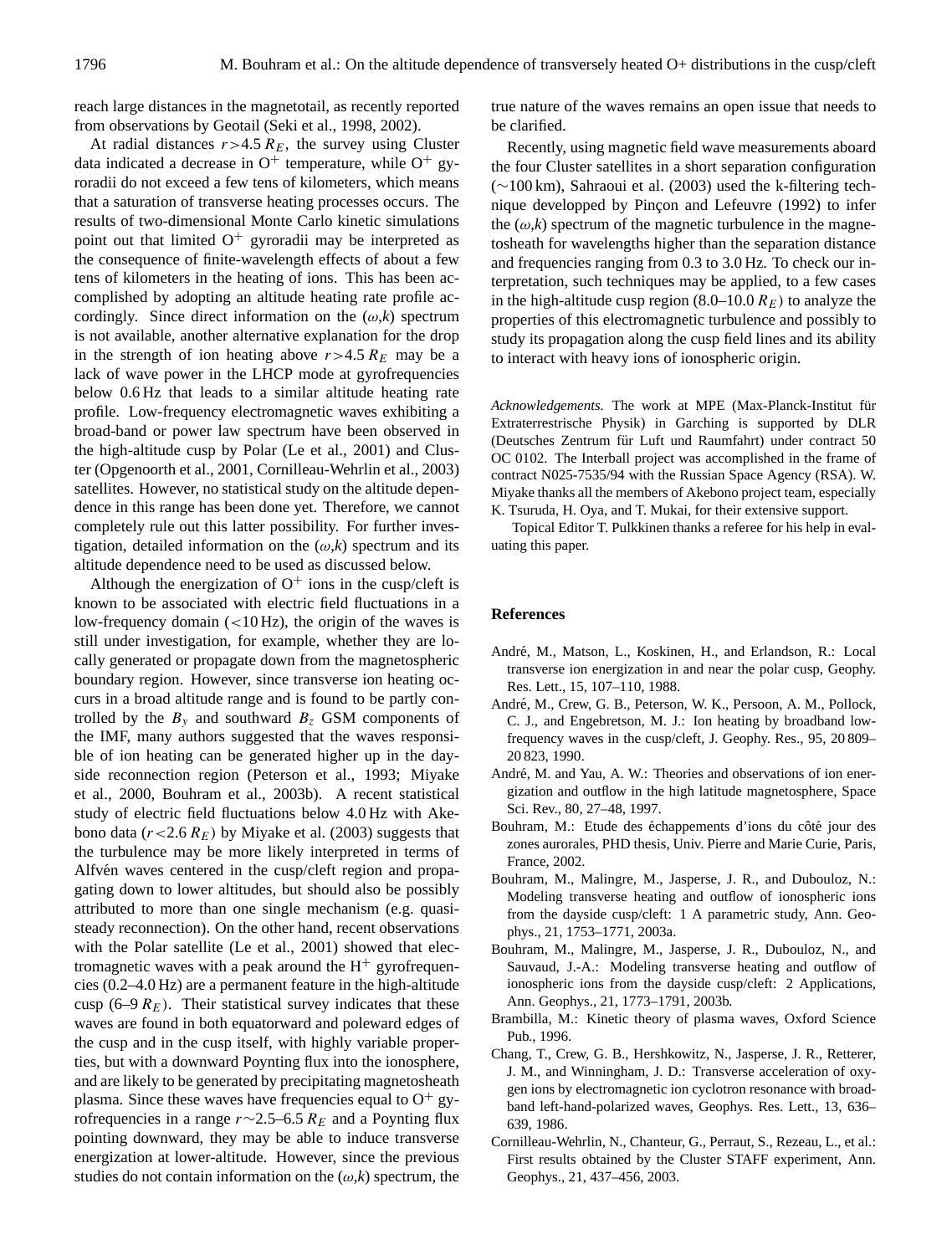reach large distances in the magnetotail, as recently reported from observations by Geotail (Seki et al., 1998, 2002).

At radial distances $r > 4.5\,R_E$, the survey using Cluster data indicated a decrease in $O^+$ temperature, while $O^+$ gyroradii do not exceed a few tens of kilometers, which means that a saturation of transverse heating processes occurs. The results of two-dimensional Monte Carlo kinetic simulations point out that limited $O^+$ gyroradii may be interpreted as the consequence of finite-wavelength effects of about a few tens of kilometers in the heating of ions. This has been accomplished by adopting an altitude heating rate profile accordingly. Since direct information on the $(\omega,k)$ spectrum is not available, another alternative explanation for the drop in the strength of ion heating above $r > 4.5\,R_E$ may be a lack of wave power in the LHCP mode at gyrofrequencies below 0.6 Hz that leads to a similar altitude heating rate profile. Low-frequency electromagnetic waves exhibiting a broad-band or power law spectrum have been observed in the high-altitude cusp by Polar (Le et al., 2001) and Cluster (Opgenoorth et al., 2001, Cornilleau-Wehrlin et al., 2003) satellites. However, no statistical study on the altitude dependence in this range has been done yet. Therefore, we cannot completely rule out this latter possibility. For further investigation, detailed information on the $(\omega,k)$ spectrum and its altitude dependence need to be used as discussed below.

Although the energization of $O^+$ ions in the cusp/cleft is known to be associated with electric field fluctuations in a low-frequency domain ($<10$ Hz), the origin of the waves is still under investigation, for example, whether they are locally generated or propagate down from the magnetospheric boundary region. However, since transverse ion heating occurs in a broad altitude range and is found to be partly controlled by the $B_y$ and southward $B_z$ GSM components of the IMF, many authors suggested that the waves responsible of ion heating can be generated higher up in the dayside reconnection region (Peterson et al., 1993; Miyake et al., 2000, Bouhram et al., 2003b). A recent statistical study of electric field fluctuations below 4.0 Hz with Akebono data ($r < 2.6\,R_E$) by Miyake et al. (2003) suggests that the turbulence may be more likely interpreted in terms of Alfvén waves centered in the cusp/cleft region and propagating down to lower altitudes, but should also be possibly attributed to more than one single mechanism (e.g. quasi-steady reconnection). On the other hand, recent observations with the Polar satellite (Le et al., 2001) showed that electromagnetic waves with a peak around the $H^+$ gyrofrequencies (0.2–4.0 Hz) are a permanent feature in the high-altitude cusp (6–9 $R_E$). Their statistical survey indicates that these waves are found in both equatorward and poleward edges of the cusp and in the cusp itself, with highly variable properties, but with a downward Poynting flux into the ionosphere, and are likely to be generated by precipitating magnetosheath plasma. Since these waves have frequencies equal to $O^+$ gyrofrequencies in a range $r \sim 2.5$–$6.5\,R_E$ and a Poynting flux pointing downward, they may be able to induce transverse energization at lower-altitude. However, since the previous studies do not contain information on the $(\omega,k)$ spectrum, the true nature of the waves remains an open issue that needs to be clarified.

Recently, using magnetic field wave measurements aboard the four Cluster satellites in a short separation configuration ($\sim$100 km), Sahraoui et al. (2003) used the k-filtering technique developped by Pinçon and Lefeuvre (1992) to infer the $(\omega,k)$ spectrum of the magnetic turbulence in the magnetosheath for wavelengths higher than the separation distance and frequencies ranging from 0.3 to 3.0 Hz. To check our interpretation, such techniques may be applied, to a few cases in the high-altitude cusp region (8.0–10.0 $R_E$) to analyze the properties of this electromagnetic turbulence and possibly to study its propagation along the cusp field lines and its ability to interact with heavy ions of ionospheric origin.

*Acknowledgements.* The work at MPE (Max-Planck-Institut für Extraterrestrische Physik) in Garching is supported by DLR (Deutsches Zentrum für Luft und Raumfahrt) under contract 50 OC 0102. The Interball project was accomplished in the frame of contract N025-7535/94 with the Russian Space Agency (RSA). W. Miyake thanks all the members of Akebono project team, especially K. Tsuruda, H. Oya, and T. Mukai, for their extensive support.

Topical Editor T. Pulkkinen thanks a referee for his help in evaluating this paper.

## References

André, M., Matson, L., Koskinen, H., and Erlandson, R.: Local transverse ion energization in and near the polar cusp, Geophy. Res. Lett., 15, 107–110, 1988.

André, M., Crew, G. B., Peterson, W. K., Persoon, A. M., Pollock, C. J., and Engebretson, M. J.: Ion heating by broadband low-frequency waves in the cusp/cleft, J. Geophy. Res., 95, 20 809–20 823, 1990.

André, M. and Yau, A. W.: Theories and observations of ion energization and outflow in the high latitude magnetosphere, Space Sci. Rev., 80, 27–48, 1997.

Bouhram, M.: Etude des échappements d'ions du côté jour des zones aurorales, PHD thesis, Univ. Pierre and Marie Curie, Paris, France, 2002.

Bouhram, M., Malingre, M., Jasperse, J. R., and Dubouloz, N.: Modeling transverse heating and outflow of ionospheric ions from the dayside cusp/cleft: 1 A parametric study, Ann. Geophys., 21, 1753–1771, 2003a.

Bouhram, M., Malingre, M., Jasperse, J. R., Dubouloz, N., and Sauvaud, J.-A.: Modeling transverse heating and outflow of ionospheric ions from the dayside cusp/cleft: 2 Applications, Ann. Geophys., 21, 1773–1791, 2003b.

Brambilla, M.: Kinetic theory of plasma waves, Oxford Science Pub., 1996.

Chang, T., Crew, G. B., Hershkowitz, N., Jasperse, J. R., Retterer, J. M., and Winningham, J. D.: Transverse acceleration of oxygen ions by electromagnetic ion cyclotron resonance with broadband left-hand-polarized waves, Geophys. Res. Lett., 13, 636–639, 1986.

Cornilleau-Wehrlin, N., Chanteur, G., Perraut, S., Rezeau, L., et al.: First results obtained by the Cluster STAFF experiment, Ann. Geophys., 21, 437–456, 2003.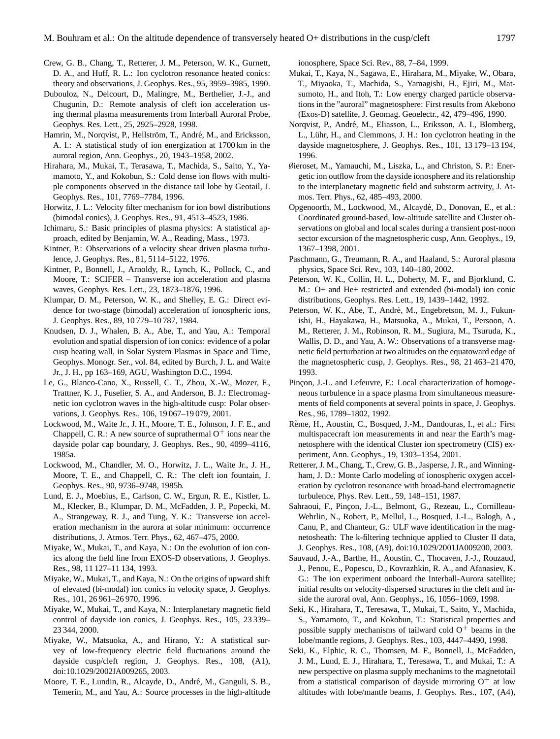Crew, G. B., Chang, T., Retterer, J. M., Peterson, W. K., Gurnett, D. A., and Huff, R. L.: Ion cyclotron resonance heated conics: theory and observations, J. Geophys. Res., 95, 3959–3985, 1990.

Dubouloz, N., Delcourt, D., Malingre, M., Berthelier, J.-J., and Chugunin, D.: Remote analysis of cleft ion acceleration using thermal plasma measurements from Interball Auroral Probe, Geophys. Res. Lett., 25, 2925–2928, 1998.

Hamrin, M., Norqvist, P., Hellström, T., André, M., and Ericksson, A. I.: A statistical study of ion energization at 1700 km in the auroral region, Ann. Geophys., 20, 1943–1958, 2002.

Hirahara, M., Mukai, T., Terasawa, T., Machida, S., Saito, Y., Yamamoto, Y., and Kokobun, S.: Cold dense ion flows with multiple components observed in the distance tail lobe by Geotail, J. Geophys. Res., 101, 7769–7784, 1996.

Horwitz, J. L.: Velocity filter mechanism for ion bowl distributions (bimodal conics), J. Geophys. Res., 91, 4513–4523, 1986.

Ichimaru, S.: Basic principles of plasma physics: A statistical approach, edited by Benjamin, W. A., Reading, Mass., 1973.

Kintner, P.: Observations of a velocity shear driven plasma turbulence, J. Geophys. Res., 81, 5114–5122, 1976.

Kintner, P., Bonnell, J., Arnoldy, R., Lynch, K., Pollock, C., and Moore, T.: SCIFER – Transverse ion acceleration and plasma waves, Geophys. Res. Lett., 23, 1873–1876, 1996.

Klumpar, D. M., Peterson, W. K., and Shelley, E. G.: Direct evidence for two-stage (bimodal) acceleration of ionospheric ions, J. Geophys. Res., 89, 10 779–10 787, 1984.

Knudsen, D. J., Whalen, B. A., Abe, T., and Yau, A.: Temporal evolution and spatial dispersion of ion conics: evidence of a polar cusp heating wall, in Solar System Plasmas in Space and Time, Geophys. Monogr. Ser., vol. 84, edited by Burch, J. L. and Waite Jr., J. H., pp 163–169, AGU, Washington D.C., 1994.

Le, G., Blanco-Cano, X., Russell, C. T., Zhou, X.-W., Mozer, F., Trattner, K. J., Fuselier, S. A., and Anderson, B. J.: Electromagnetic ion cyclotron waves in the high-altitude cusp: Polar observations, J. Geophys. Res., 106, 19 067–19 079, 2001.

Lockwood, M., Waite Jr., J. H., Moore, T. E., Johnson, J. F. E., and Chappell, C. R.: A new source of suprathermal $O^{+}$ ions near the dayside polar cap boundary, J. Geophys. Res., 90, 4099–4116, 1985a.

Lockwood, M., Chandler, M. O., Horwitz, J. L., Waite Jr., J. H., Moore, T. E., and Chappell, C. R.: The cleft ion fountain, J. Geophys. Res., 90, 9736–9748, 1985b.

Lund, E. J., Moebius, E., Carlson, C. W., Ergun, R. E., Kistler, L. M., Klecker, B., Klumpar, D. M., McFadden, J. P., Popecki, M. A., Strangeway, R. J., and Tung, Y. K.: Transverse ion acceleration mechanism in the aurora at solar minimum: occurrence distributions, J. Atmos. Terr. Phys., 62, 467–475, 2000.

Miyake, W., Mukai, T., and Kaya, N.: On the evolution of ion conics along the field line from EXOS-D observations, J. Geophys. Res., 98, 11 127–11 134, 1993.

Miyake, W., Mukai, T., and Kaya, N.: On the origins of upward shift of elevated (bi-modal) ion conics in velocity space, J. Geophys. Res., 101, 26 961–26 970, 1996.

Miyake, W., Mukai, T., and Kaya, N.: Interplanetary magnetic field control of dayside ion conics, J. Geophys. Res., 105, 23 339–23 344, 2000.

Miyake, W., Matsuoka, A., and Hirano, Y.: A statistical survey of low-frequency electric field fluctuations around the dayside cusp/cleft region, J. Geophys. Res., 108, (A1), doi:10.1029/2002JA009265, 2003.

Moore, T. E., Lundin, R., Alcayde, D., André, M., Ganguli, S. B., Temerin, M., and Yau, A.: Source processes in the high-altitude ionosphere, Space Sci. Rev., 88, 7–84, 1999.

Mukai, T., Kaya, N., Sagawa, E., Hirahara, M., Miyake, W., Obara, T., Miyaoka, T., Machida, S., Yamagishi, H., Ejiri, M., Matsumoto, H., and Itoh, T.: Low energy charged particle observations in the "auroral" magnetosphere: First results from Akebono (Exos-D) satellite, J. Geomag. Geoelectr., 42, 479–496, 1990.

Norqvist, P., André, M., Eliasson, L., Eriksson, A. I., Blomberg, L., Lühr, H., and Clemmons, J. H.: Ion cyclotron heating in the dayside magnetosphere, J. Geophys. Res., 101, 13 179–13 194, 1996.

Øieroset, M., Yamauchi, M., Liszka, L., and Christon, S. P.: Energetic ion outflow from the dayside ionosphere and its relationship to the interplanetary magnetic field and substorm activity, J. Atmos. Terr. Phys., 62, 485–493, 2000.

Opgenoorth, M., Lockwood, M., Alcaydé, D., Donovan, E., et al.: Coordinated ground-based, low-altitude satellite and Cluster observations on global and local scales during a transient post-noon sector excursion of the magnetospheric cusp, Ann. Geophys., 19, 1367–1398, 2001.

Paschmann, G., Treumann, R. A., and Haaland, S.: Auroral plasma physics, Space Sci. Rev., 103, 140–180, 2002.

Peterson, W. K., Collin, H. L., Doherty, M. F., and Bjorklund, C. M.: O+ and He+ restricted and extended (bi-modal) ion conic distributions, Geophys. Res. Lett., 19, 1439–1442, 1992.

Peterson, W. K., Abe, T., André, M., Engebretson, M. J., Fukunishi, H., Hayakawa, H., Matsuoka, A., Mukai, T., Persoon, A. M., Retterer, J. M., Robinson, R. M., Sugiura, M., Tsuruda, K., Wallis, D. D., and Yau, A. W.: Observations of a transverse magnetic field perturbation at two altitudes on the equatoward edge of the magnetospheric cusp, J. Geophys. Res., 98, 21 463–21 470, 1993.

Pinçon, J.-L. and Lefeuvre, F.: Local characterization of homogeneous turbulence in a space plasma from simultaneous measurements of field components at several points in space, J. Geophys. Res., 96, 1789–1802, 1992.

Rème, H., Aoustin, C., Bosqued, J.-M., Dandouras, I., et al.: First multispacecraft ion measurements in and near the Earth's magnetosphere with the identical Cluster ion spectrometry (CIS) experiment, Ann. Geophys., 19, 1303–1354, 2001.

Retterer, J. M., Chang, T., Crew, G. B., Jasperse, J. R., and Winningham, J. D.: Monte Carlo modeling of ionospheric oxygen acceleration by cyclotron resonance with broad-band electromagnetic turbulence, Phys. Rev. Lett., 59, 148–151, 1987.

Sahraoui, F., Pinçon, J.-L., Belmont, G., Rezeau, L., Cornilleau-Wehrlin, N., Robert, P., Mellul, L., Bosqued, J.-L., Balogh, A., Canu, P., and Chanteur, G.: ULF wave identification in the magnetosheath: The k-filtering technique applied to Cluster II data, J. Geophys. Res., 108, (A9), doi:10.1029/2001JA009200, 2003.

Sauvaud, J.-A., Barthe, H., Aoustin, C., Thocaven, J.-J., Rouzaud, J., Penou, E., Popescu, D., Kovrazhkin, R. A., and Afanasiev, K. G.: The ion experiment onboard the Interball-Aurora satellite; initial results on velocity-dispersed structures in the cleft and inside the auroral oval, Ann. Geophys., 16, 1056–1069, 1998.

Seki, K., Hirahara, T., Teresawa, T., Mukai, T., Saito, Y., Machida, S., Yamamoto, T., and Kokobun, T.: Statistical properties and possible supply mechanisms of tailward cold $O^{+}$ beams in the lobe/mantle regions, J. Geophys. Res., 103, 4447–4490, 1998.

Seki, K., Elphic, R. C., Thomsen, M. F., Bonnell, J., McFadden, J. M., Lund, E. J., Hirahara, T., Teresawa, T., and Mukai, T.: A new perspective on plasma supply mechanims to the magnetotail from a statistical comparison of dayside mirroring $O^{+}$ at low altitudes with lobe/mantle beams, J. Geophys. Res., 107, (A4),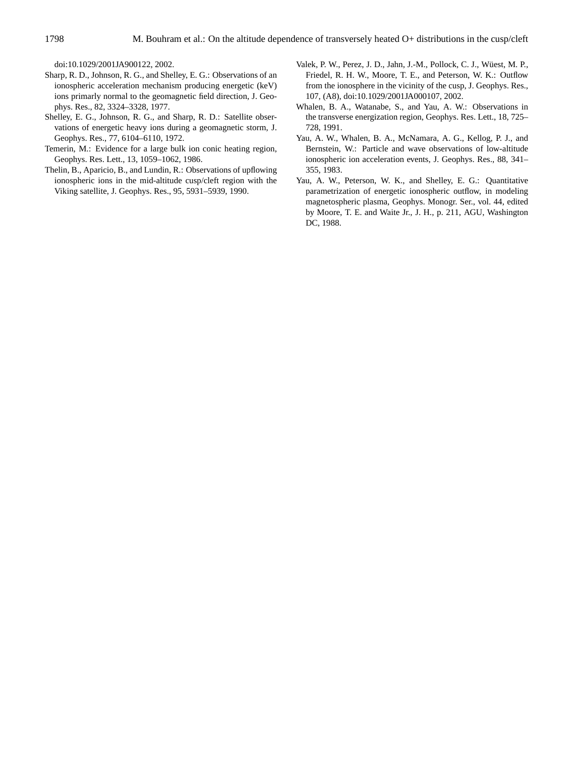doi:10.1029/2001JA900122, 2002.

Sharp, R. D., Johnson, R. G., and Shelley, E. G.: Observations of an ionospheric acceleration mechanism producing energetic (keV) ions primarly normal to the geomagnetic field direction, J. Geophys. Res., 82, 3324–3328, 1977.

Shelley, E. G., Johnson, R. G., and Sharp, R. D.: Satellite observations of energetic heavy ions during a geomagnetic storm, J. Geophys. Res., 77, 6104–6110, 1972.

Temerin, M.: Evidence for a large bulk ion conic heating region, Geophys. Res. Lett., 13, 1059–1062, 1986.

Thelin, B., Aparicio, B., and Lundin, R.: Observations of upflowing ionospheric ions in the mid-altitude cusp/cleft region with the Viking satellite, J. Geophys. Res., 95, 5931–5939, 1990.

Valek, P. W., Perez, J. D., Jahn, J.-M., Pollock, C. J., Wüest, M. P., Friedel, R. H. W., Moore, T. E., and Peterson, W. K.: Outflow from the ionosphere in the vicinity of the cusp, J. Geophys. Res., 107, (A8), doi:10.1029/2001JA000107, 2002.

Whalen, B. A., Watanabe, S., and Yau, A. W.: Observations in the transverse energization region, Geophys. Res. Lett., 18, 725–728, 1991.

Yau, A. W., Whalen, B. A., McNamara, A. G., Kellog, P. J., and Bernstein, W.: Particle and wave observations of low-altitude ionospheric ion acceleration events, J. Geophys. Res., 88, 341–355, 1983.

Yau, A. W., Peterson, W. K., and Shelley, E. G.: Quantitative parametrization of energetic ionospheric outflow, in modeling magnetospheric plasma, Geophys. Monogr. Ser., vol. 44, edited by Moore, T. E. and Waite Jr., J. H., p. 211, AGU, Washington DC, 1988.